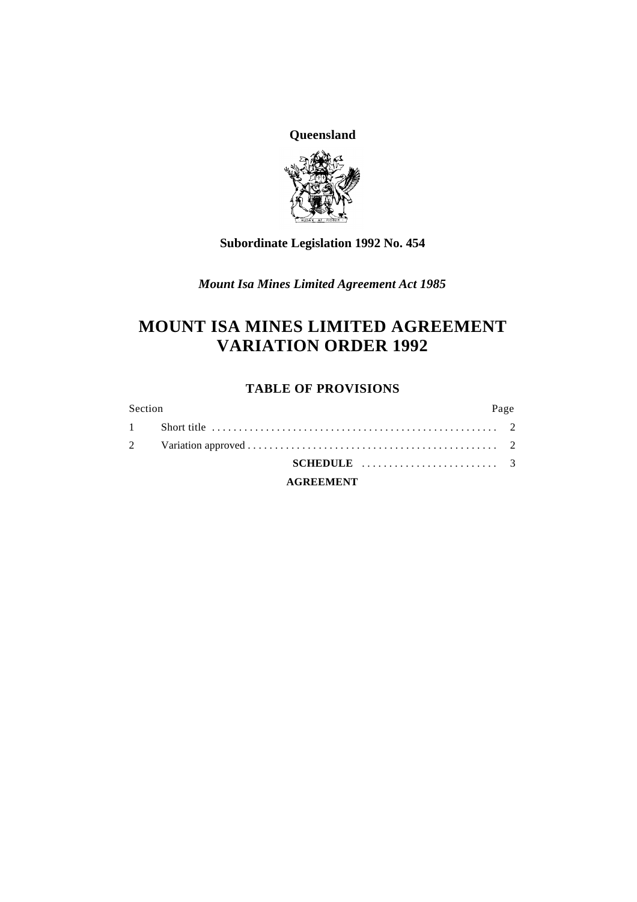**Queensland**

**Subordinate Legislation 1992 No. 454**

*Mount Isa Mines Limited Agreement Act 1985*

# MOUNT ISA MINES LIMITED AGREEMENT VARIATION ORDER 1992

## TABLE OF PROVISIONS

| Section | | Page |
|---|---|---|
| 1 | Short title | 2 |
| 2 | Variation approved | 2 |
| | **SCHEDULE** | 3 |
| | **AGREEMENT** | |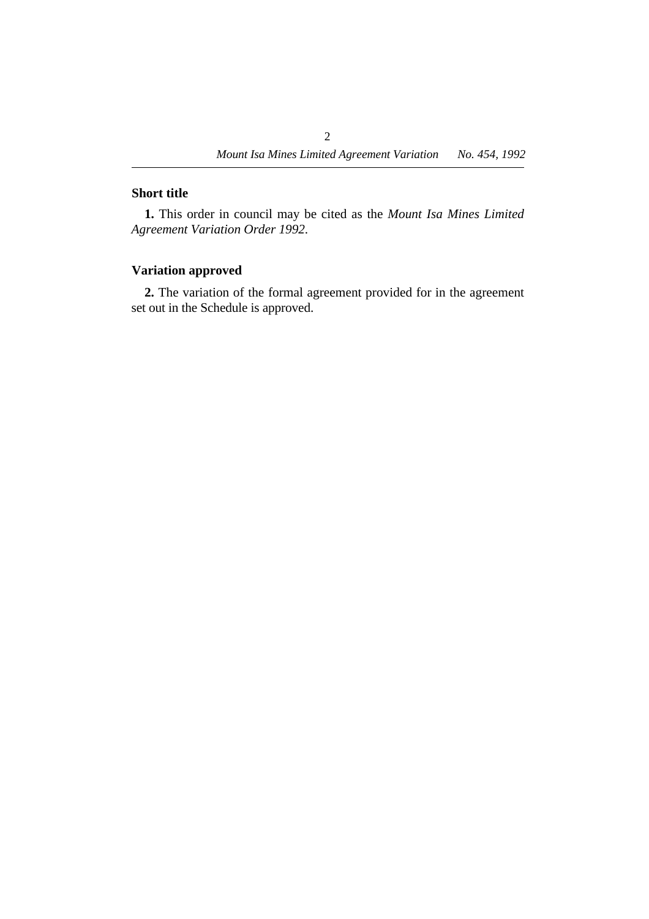### Short title

**1.** This order in council may be cited as the *Mount Isa Mines Limited Agreement Variation Order 1992*.

### Variation approved

**2.** The variation of the formal agreement provided for in the agreement set out in the Schedule is approved.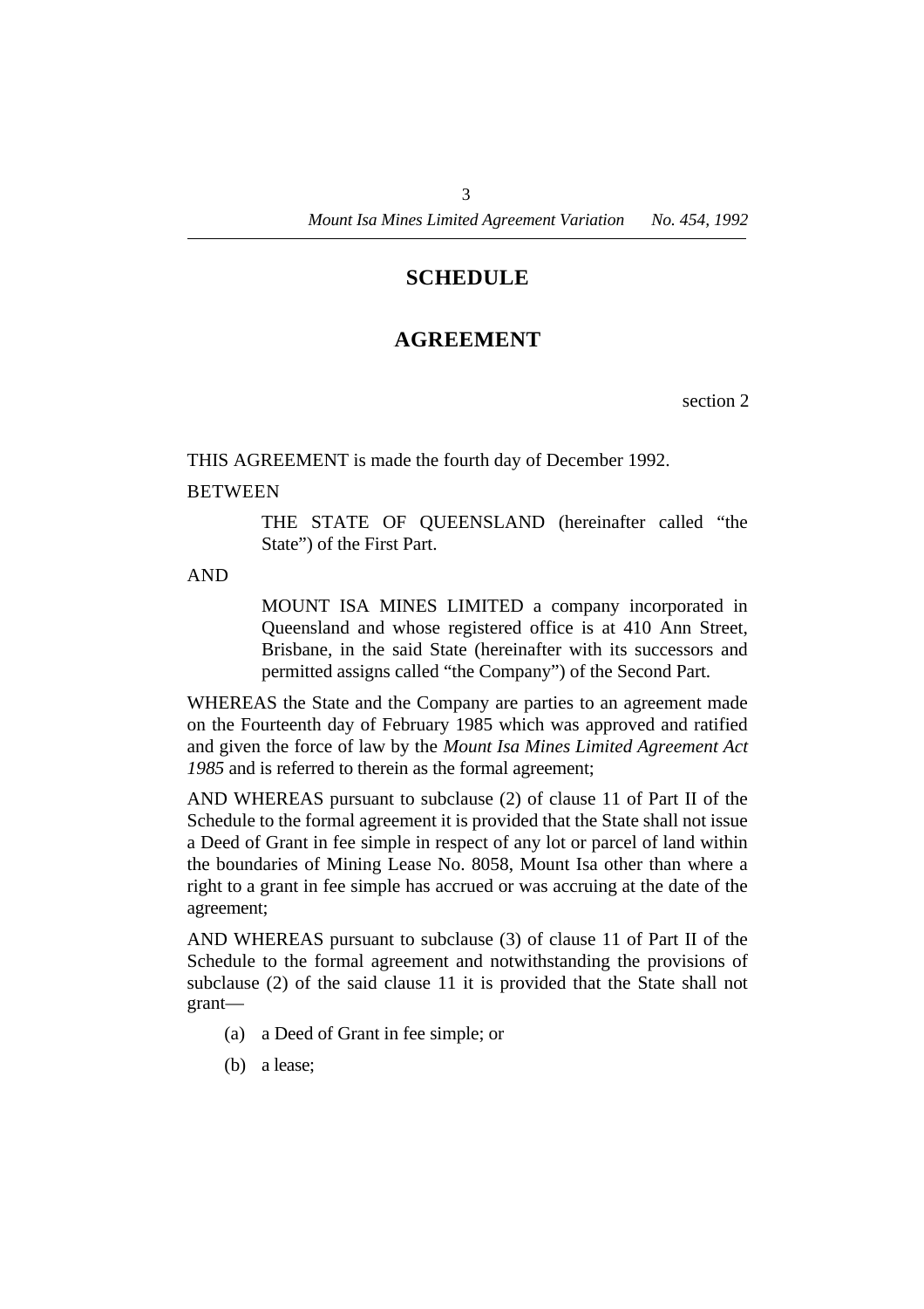# SCHEDULE

## AGREEMENT

section 2

THIS AGREEMENT is made the fourth day of December 1992.

BETWEEN

> THE STATE OF QUEENSLAND (hereinafter called "the State") of the First Part.

AND

> MOUNT ISA MINES LIMITED a company incorporated in Queensland and whose registered office is at 410 Ann Street, Brisbane, in the said State (hereinafter with its successors and permitted assigns called "the Company") of the Second Part.

WHEREAS the State and the Company are parties to an agreement made on the Fourteenth day of February 1985 which was approved and ratified and given the force of law by the *Mount Isa Mines Limited Agreement Act 1985* and is referred to therein as the formal agreement;

AND WHEREAS pursuant to subclause (2) of clause 11 of Part II of the Schedule to the formal agreement it is provided that the State shall not issue a Deed of Grant in fee simple in respect of any lot or parcel of land within the boundaries of Mining Lease No. 8058, Mount Isa other than where a right to a grant in fee simple has accrued or was accruing at the date of the agreement;

AND WHEREAS pursuant to subclause (3) of clause 11 of Part II of the Schedule to the formal agreement and notwithstanding the provisions of subclause (2) of the said clause 11 it is provided that the State shall not grant—

(a) a Deed of Grant in fee simple; or

(b) a lease;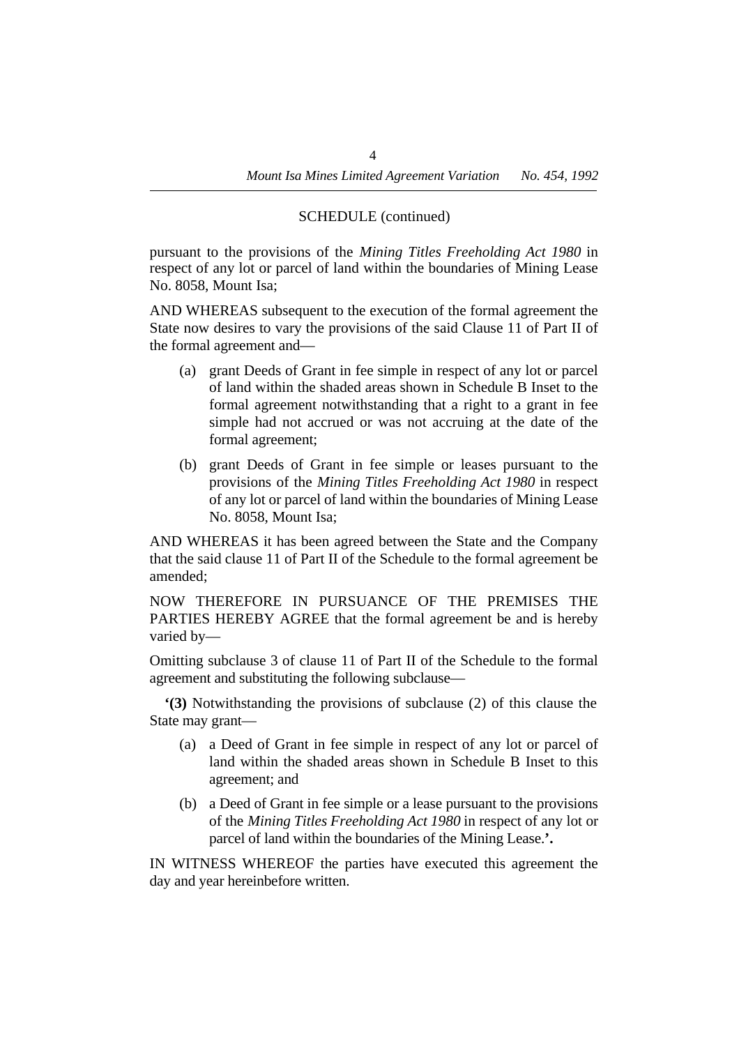SCHEDULE (continued)

pursuant to the provisions of the *Mining Titles Freeholding Act 1980* in respect of any lot or parcel of land within the boundaries of Mining Lease No. 8058, Mount Isa;

AND WHEREAS subsequent to the execution of the formal agreement the State now desires to vary the provisions of the said Clause 11 of Part II of the formal agreement and—

(a) grant Deeds of Grant in fee simple in respect of any lot or parcel of land within the shaded areas shown in Schedule B Inset to the formal agreement notwithstanding that a right to a grant in fee simple had not accrued or was not accruing at the date of the formal agreement;

(b) grant Deeds of Grant in fee simple or leases pursuant to the provisions of the *Mining Titles Freeholding Act 1980* in respect of any lot or parcel of land within the boundaries of Mining Lease No. 8058, Mount Isa;

AND WHEREAS it has been agreed between the State and the Company that the said clause 11 of Part II of the Schedule to the formal agreement be amended;

NOW THEREFORE IN PURSUANCE OF THE PREMISES THE PARTIES HEREBY AGREE that the formal agreement be and is hereby varied by—

Omitting subclause 3 of clause 11 of Part II of the Schedule to the formal agreement and substituting the following subclause—

**'(3)** Notwithstanding the provisions of subclause (2) of this clause the State may grant—

(a) a Deed of Grant in fee simple in respect of any lot or parcel of land within the shaded areas shown in Schedule B Inset to this agreement; and

(b) a Deed of Grant in fee simple or a lease pursuant to the provisions of the *Mining Titles Freeholding Act 1980* in respect of any lot or parcel of land within the boundaries of the Mining Lease.**'.**

IN WITNESS WHEREOF the parties have executed this agreement the day and year hereinbefore written.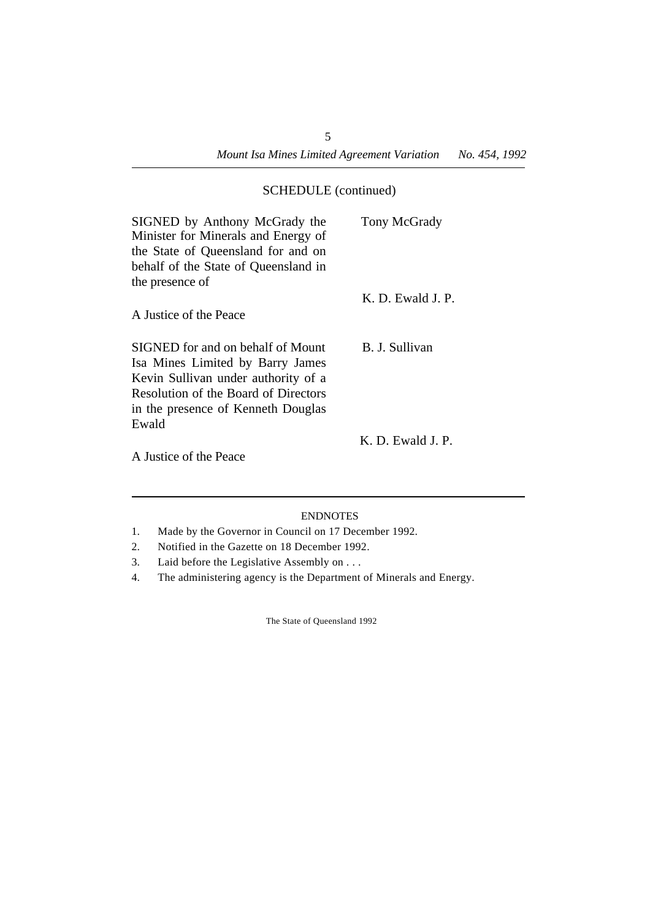SCHEDULE (continued)

| | |
|---|---|
| SIGNED by Anthony McGrady the Minister for Minerals and Energy of the State of Queensland for and on behalf of the State of Queensland in the presence of | Tony McGrady |
| A Justice of the Peace | K. D. Ewald J. P. |
| SIGNED for and on behalf of Mount Isa Mines Limited by Barry James Kevin Sullivan under authority of a Resolution of the Board of Directors in the presence of Kenneth Douglas Ewald | B. J. Sullivan |
| A Justice of the Peace | K. D. Ewald J. P. |

---

ENDNOTES

1. Made by the Governor in Council on 17 December 1992.
2. Notified in the Gazette on 18 December 1992.
3. Laid before the Legislative Assembly on . . .
4. The administering agency is the Department of Minerals and Energy.

The State of Queensland 1992